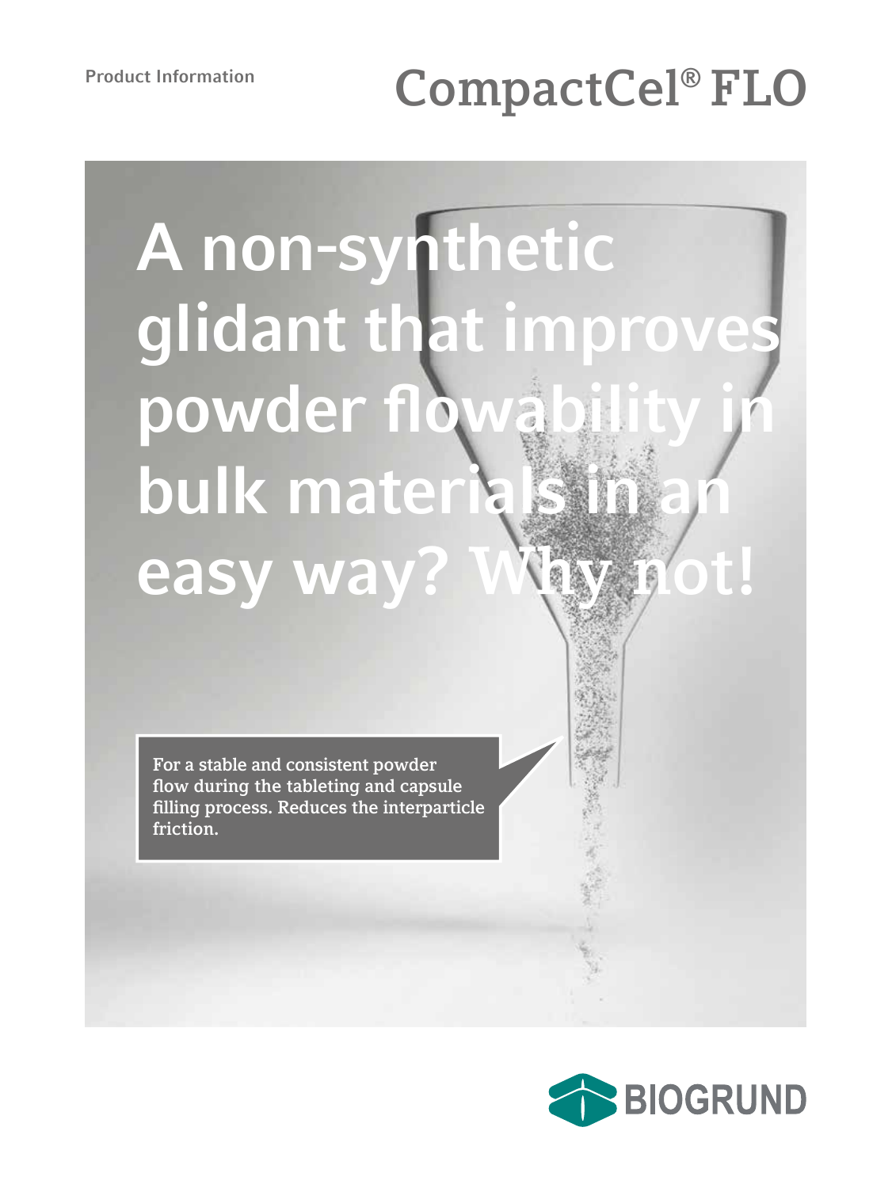Product Information

# CompactCel® FLO

## A non-synthetic glidant that improves powder flowability in bulk materials in an easy way? Why not!

For a stable and consistent powder flow during the tableting and capsule filling process. Reduces the interparticle friction.

BIOGRUND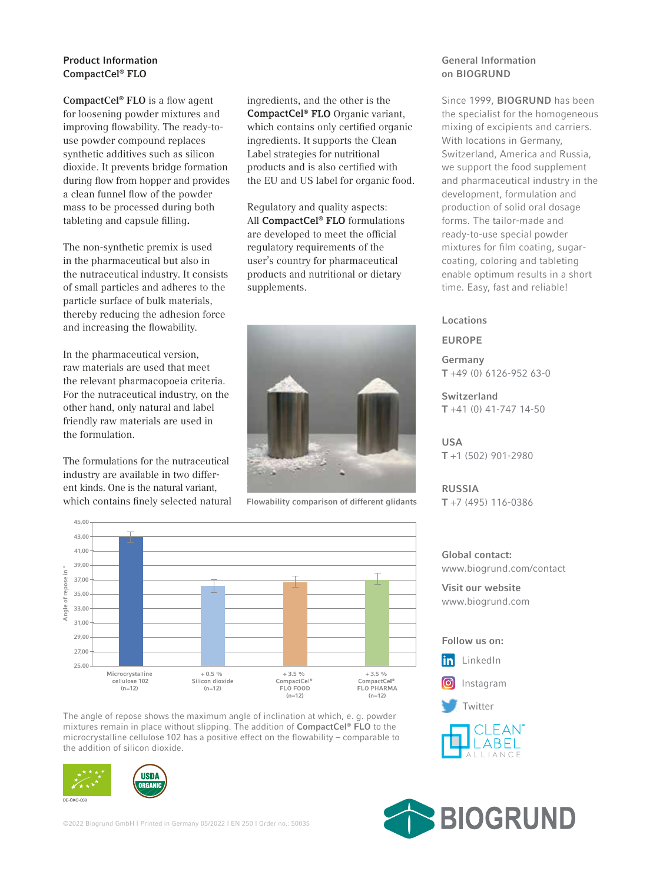## Product Information CompactCel® FLO

**CompactCel® FLO** is a flow agent for loosening powder mixtures and improving flowability. The ready-to-use powder compound replaces synthetic additives such as silicon dioxide. It prevents bridge formation during flow from hopper and provides a clean funnel flow of the powder mass to be processed during both tableting and capsule filling.

The non-synthetic premix is used in the pharmaceutical but also in the nutraceutical industry. It consists of small particles and adheres to the particle surface of bulk materials, thereby reducing the adhesion force and increasing the flowability.

In the pharmaceutical version, raw materials are used that meet the relevant pharmacopoeia criteria. For the nutraceutical industry, on the other hand, only natural and label friendly raw materials are used in the formulation.

The formulations for the nutraceutical industry are available in two different kinds. One is the natural variant, which contains finely selected natural ingredients, and the other is the **CompactCel® FLO** Organic variant, which contains only certified organic ingredients. It supports the Clean Label strategies for nutritional products and is also certified with the EU and US label for organic food.

Regulatory and quality aspects: All **CompactCel® FLO** formulations are developed to meet the official regulatory requirements of the user's country for pharmaceutical products and nutritional or dietary supplements.

Flowability comparison of different glidants

Angle of repose in °

45,00
43,00
41,00
39,00
37,00
35,00
33,00
31,00
29,00
27,00
25,00

Microcrystalline cellulose 102 (n=12)
+ 0.5 % Silicon dioxide (n=12)
+ 3.5 % CompactCel® FLO FOOD (n=12)
+ 3.5 % CompactCel® FLO PHARMA (n=12)

The angle of repose shows the maximum angle of inclination at which, e. g. powder mixtures remain in place without slipping. The addition of **CompactCel® FLO** to the microcrystalline cellulose 102 has a positive effect on the flowability – comparable to the addition of silicon dioxide.

DE-ÖKO-039

USDA ORGANIC

©2022 Biogrund GmbH | Printed in Germany 05/2022 | EN 250 | Order no.: 50035

## General Information on BIOGRUND

Since 1999, **BIOGRUND** has been the specialist for the homogeneous mixing of excipients and carriers. With locations in Germany, Switzerland, America and Russia, we support the food supplement and pharmaceutical industry in the development, formulation and production of solid oral dosage forms. The tailor-made and ready-to-use special powder mixtures for film coating, sugar-coating, coloring and tableting enable optimum results in a short time. Easy, fast and reliable!

### Locations

**EUROPE**

**Germany**
**T** +49 (0) 6126-952 63-0

**Switzerland**
**T** +41 (0) 41-747 14-50

**USA**
**T** +1 (502) 901-2980

**RUSSIA**
**T** +7 (495) 116-0386

**Global contact:**
www.biogrund.com/contact

**Visit our website**
www.biogrund.com

**Follow us on:**
LinkedIn
Instagram
Twitter

CLEAN LABEL ALLIANCE

BIOGRUND